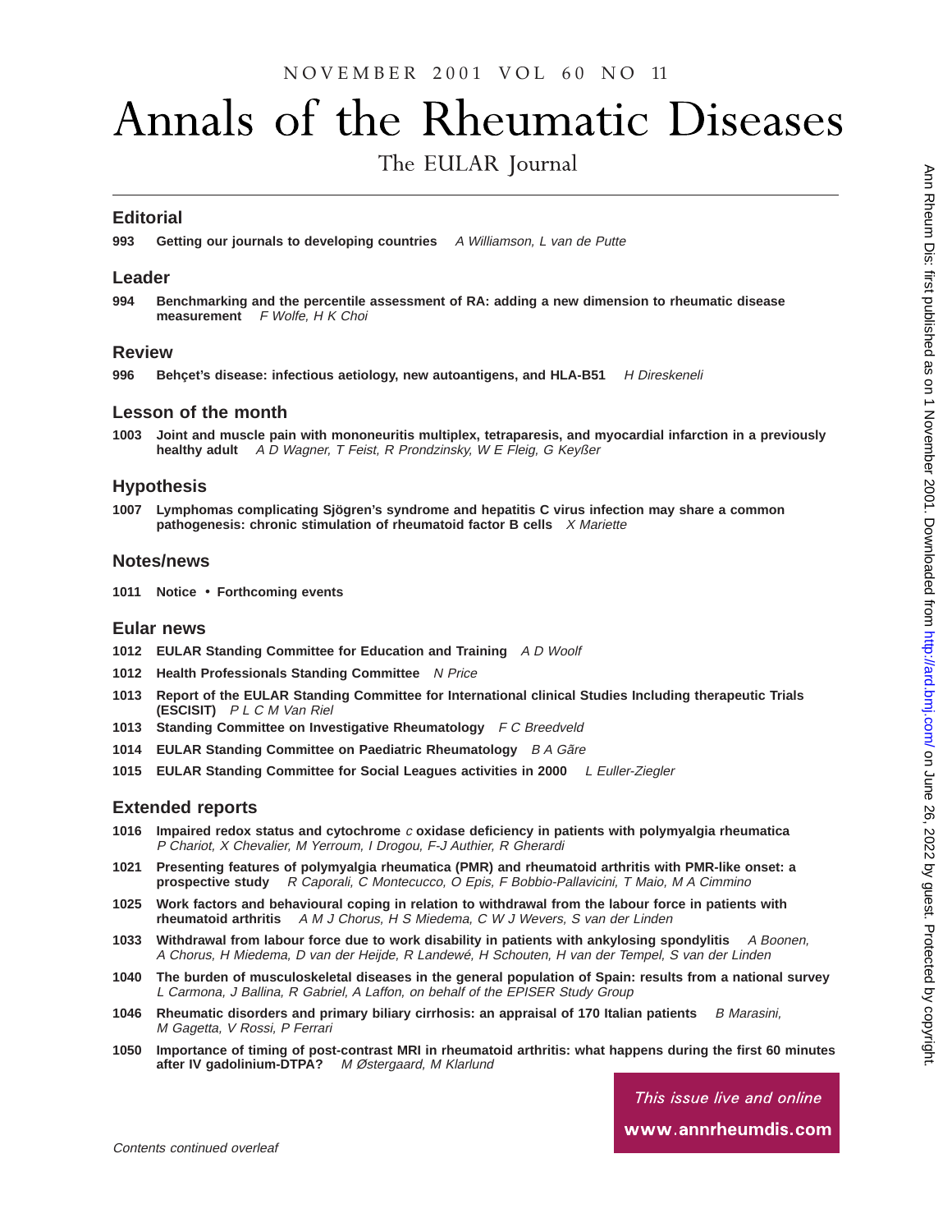NOVEMBER 2001 VOL 60 NO 11

# Annals of the Rheumatic Diseases

The EULAR Journal

## Editorial

**993** **Getting our journals to developing countries** *A Williamson, L van de Putte*

## Leader

**994** **Benchmarking and the percentile assessment of RA: adding a new dimension to rheumatic disease measurement** *F Wolfe, H K Choi*

## Review

**996** **Behçet's disease: infectious aetiology, new autoantigens, and HLA-B51** *H Direskeneli*

## Lesson of the month

**1003** **Joint and muscle pain with mononeuritis multiplex, tetraparesis, and myocardial infarction in a previously healthy adult** *A D Wagner, T Feist, R Prondzinsky, W E Fleig, G Keyßer*

## Hypothesis

**1007** **Lymphomas complicating Sjögren's syndrome and hepatitis C virus infection may share a common pathogenesis: chronic stimulation of rheumatoid factor B cells** *X Mariette*

## Notes/news

**1011** **Notice • Forthcoming events**

## Eular news

**1012** **EULAR Standing Committee for Education and Training** *A D Woolf*

**1012** **Health Professionals Standing Committee** *N Price*

**1013** **Report of the EULAR Standing Committee for International clinical Studies Including therapeutic Trials (ESCISIT)** *P L C M Van Riel*

**1013** **Standing Committee on Investigative Rheumatology** *F C Breedveld*

**1014** **EULAR Standing Committee on Paediatric Rheumatology** *B A Gãre*

**1015** **EULAR Standing Committee for Social Leagues activities in 2000** *L Euller-Ziegler*

## Extended reports

**1016** **Impaired redox status and cytochrome *c* oxidase deficiency in patients with polymyalgia rheumatica** *P Chariot, X Chevalier, M Yerroum, I Drogou, F-J Authier, R Gherardi*

**1021** **Presenting features of polymyalgia rheumatica (PMR) and rheumatoid arthritis with PMR-like onset: a prospective study** *R Caporali, C Montecucco, O Epis, F Bobbio-Pallavicini, T Maio, M A Cimmino*

**1025** **Work factors and behavioural coping in relation to withdrawal from the labour force in patients with rheumatoid arthritis** *A M J Chorus, H S Miedema, C W J Wevers, S van der Linden*

**1033** **Withdrawal from labour force due to work disability in patients with ankylosing spondylitis** *A Boonen, A Chorus, H Miedema, D van der Heijde, R Landewé, H Schouten, H van der Tempel, S van der Linden*

**1040** **The burden of musculoskeletal diseases in the general population of Spain: results from a national survey** *L Carmona, J Ballina, R Gabriel, A Laffon, on behalf of the EPISER Study Group*

**1046** **Rheumatic disorders and primary biliary cirrhosis: an appraisal of 170 Italian patients** *B Marasini, M Gagetta, V Rossi, P Ferrari*

**1050** **Importance of timing of post-contrast MRI in rheumatoid arthritis: what happens during the first 60 minutes after IV gadolinium-DTPA?** *M Østergaard, M Klarlund*

*This issue live and online*

**www.annrheumdis.com**

*Contents continued overleaf*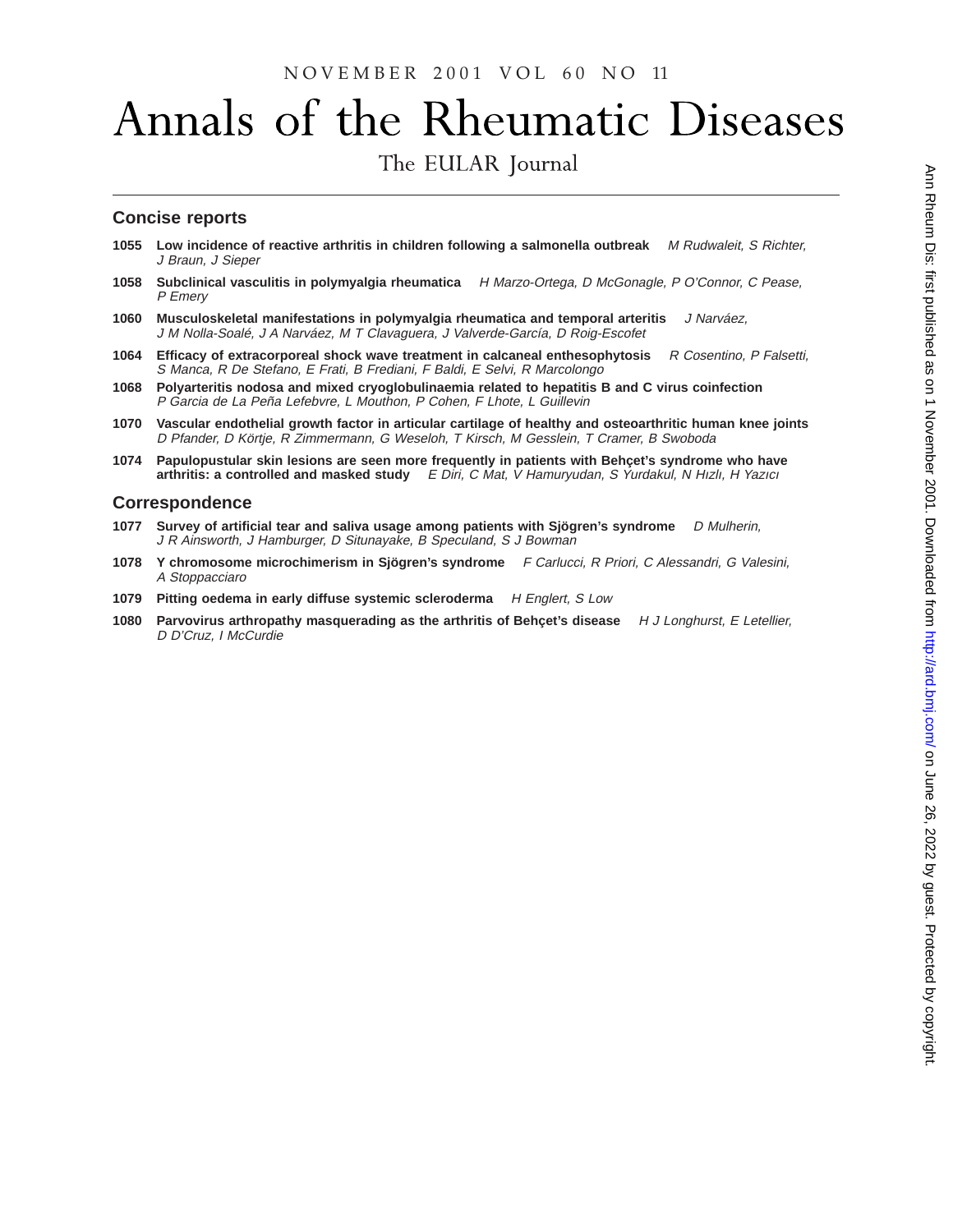# Annals of the Rheumatic Diseases

The EULAR Journal

## Concise reports

**1055 Low incidence of reactive arthritis in children following a salmonella outbreak** *M Rudwaleit, S Richter, J Braun, J Sieper*

**1058 Subclinical vasculitis in polymyalgia rheumatica** *H Marzo-Ortega, D McGonagle, P O'Connor, C Pease, P Emery*

**1060 Musculoskeletal manifestations in polymyalgia rheumatica and temporal arteritis** *J Narváez, J M Nolla-Soalé, J A Narváez, M T Clavaguera, J Valverde-García, D Roig-Escofet*

**1064 Efficacy of extracorporeal shock wave treatment in calcaneal enthesophytosis** *R Cosentino, P Falsetti, S Manca, R De Stefano, E Frati, B Frediani, F Baldi, E Selvi, R Marcolongo*

**1068 Polyarteritis nodosa and mixed cryoglobulinaemia related to hepatitis B and C virus coinfection** *P Garcia de La Peña Lefebvre, L Mouthon, P Cohen, F Lhote, L Guillevin*

**1070 Vascular endothelial growth factor in articular cartilage of healthy and osteoarthritic human knee joints** *D Pfander, D Körtje, R Zimmermann, G Weseloh, T Kirsch, M Gesslein, T Cramer, B Swoboda*

**1074 Papulopustular skin lesions are seen more frequently in patients with Behçet's syndrome who have arthritis: a controlled and masked study** *E Diri, C Mat, V Hamuryudan, S Yurdakul, N Hızlı, H Yazıcı*

## Correspondence

**1077 Survey of artificial tear and saliva usage among patients with Sjögren's syndrome** *D Mulherin, J R Ainsworth, J Hamburger, D Situnayake, B Speculand, S J Bowman*

**1078 Y chromosome microchimerism in Sjögren's syndrome** *F Carlucci, R Priori, C Alessandri, G Valesini, A Stoppacciaro*

**1079 Pitting oedema in early diffuse systemic scleroderma** *H Englert, S Low*

**1080 Parvovirus arthropathy masquerading as the arthritis of Behçet's disease** *H J Longhurst, E Letellier, D D'Cruz, I McCurdie*